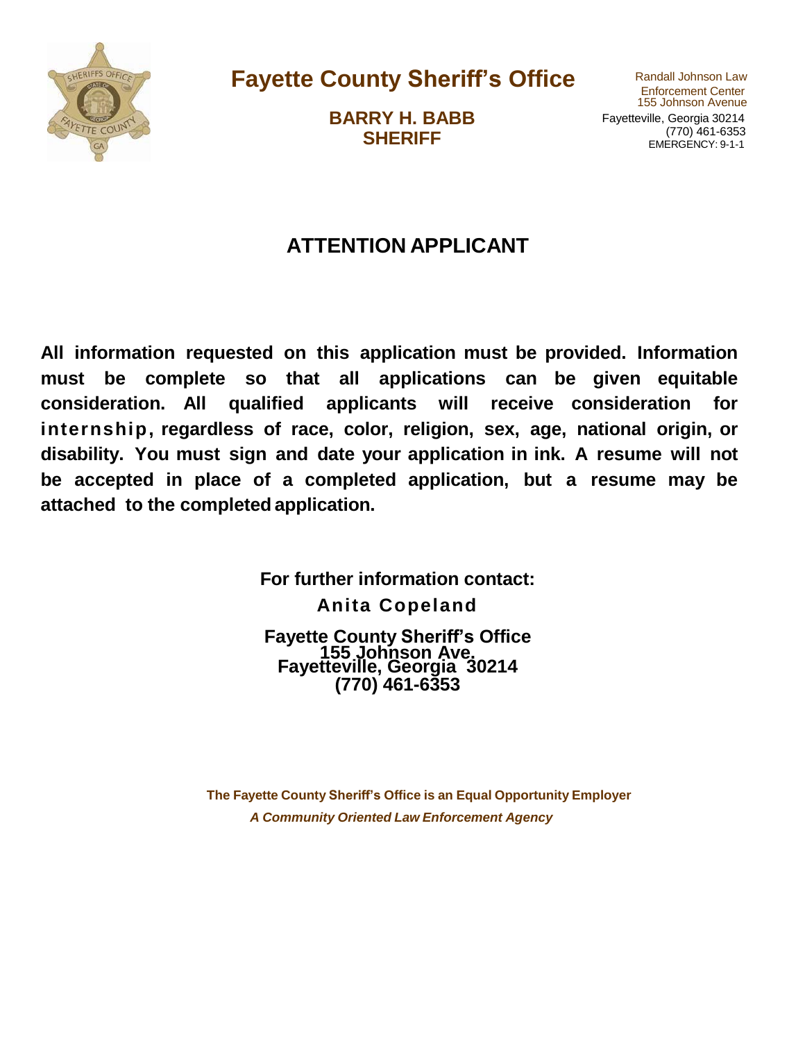# Fayette County Sheriff's Office

**BARRY H. BABB**
**SHERIFF**

Randall Johnson Law Enforcement Center
155 Johnson Avenue
Fayetteville, Georgia 30214
(770) 461-6353
EMERGENCY: 9-1-1

## ATTENTION APPLICANT

**All information requested on this application must be provided. Information must be complete so that all applications can be given equitable consideration. All qualified applicants will receive consideration for internship, regardless of race, color, religion, sex, age, national origin, or disability. You must sign and date your application in ink. A resume will not be accepted in place of a completed application, but a resume may be attached to the completed application.**

**For further information contact:**

**Anita Copeland**

**Fayette County Sheriff's Office**
**155 Johnson Ave.**
**Fayetteville, Georgia 30214**
**(770) 461-6353**

**The Fayette County Sheriff's Office is an Equal Opportunity Employer**

***A Community Oriented Law Enforcement Agency***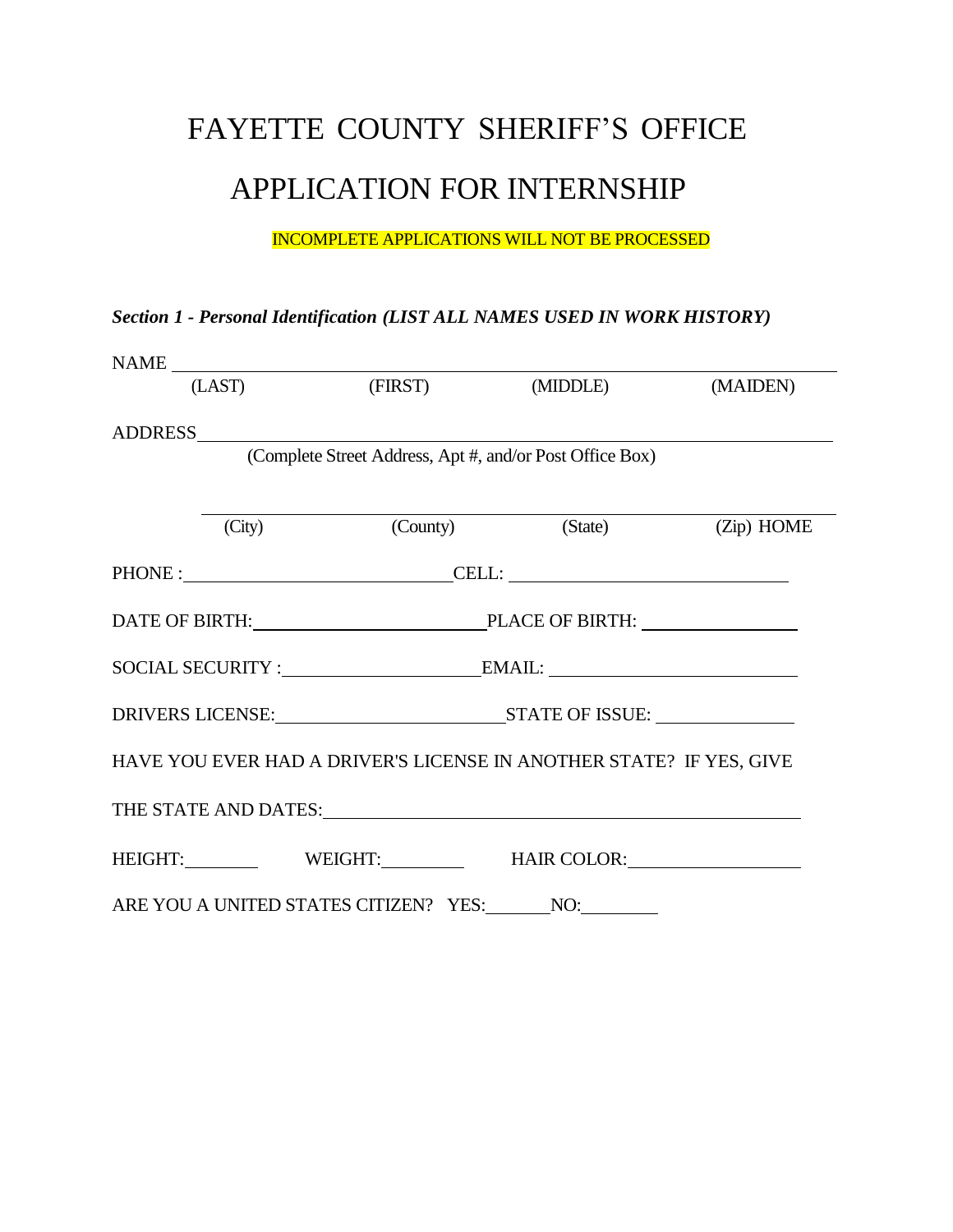# FAYETTE COUNTY SHERIFF'S OFFICE

# APPLICATION FOR INTERNSHIP

INCOMPLETE APPLICATIONS WILL NOT BE PROCESSED

***Section 1 - Personal Identification (LIST ALL NAMES USED IN WORK HISTORY)***

NAME ______________________________________________________________

(LAST) (FIRST) (MIDDLE) (MAIDEN)

ADDRESS____________________________________________________________

(Complete Street Address, Apt #, and/or Post Office Box)

___________________________________________________________________

(City) (County) (State) (Zip) HOME

PHONE :____________________________CELL: ____________________________

DATE OF BIRTH:________________________PLACE OF BIRTH: ________________

SOCIAL SECURITY :_____________________EMAIL: __________________________

DRIVERS LICENSE:_______________________STATE OF ISSUE: ______________

HAVE YOU EVER HAD A DRIVER'S LICENSE IN ANOTHER STATE? IF YES, GIVE

THE STATE AND DATES:___________________________________________________

HEIGHT:________ WEIGHT:_________ HAIR COLOR:__________________

ARE YOU A UNITED STATES CITIZEN? YES:_______NO:________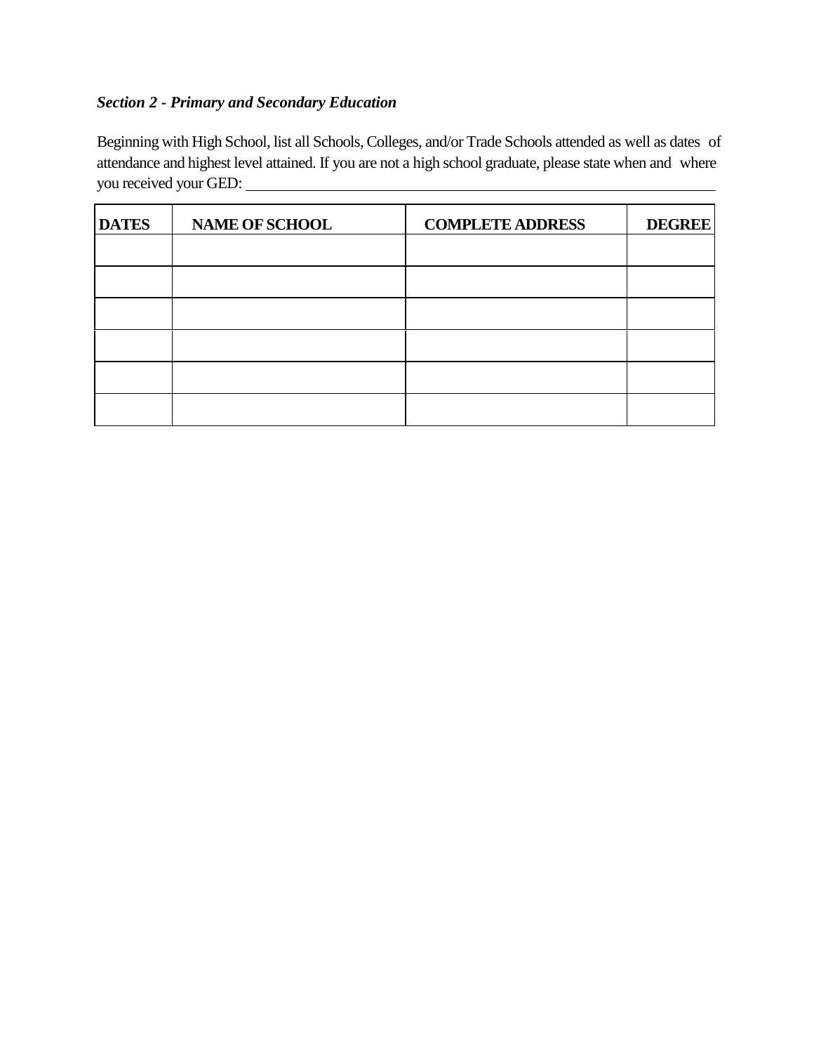*__Section 2 - Primary and Secondary Education__*

Beginning with High School, list all Schools, Colleges, and/or Trade Schools attended as well as dates of attendance and highest level attained. If you are not a high school graduate, please state when and where you received your GED: ____________________________________________

| DATES | NAME OF SCHOOL | COMPLETE ADDRESS | DEGREE |
|---|---|---|---|
| | | | |
| | | | |
| | | | |
| | | | |
| | | | |
| | | | |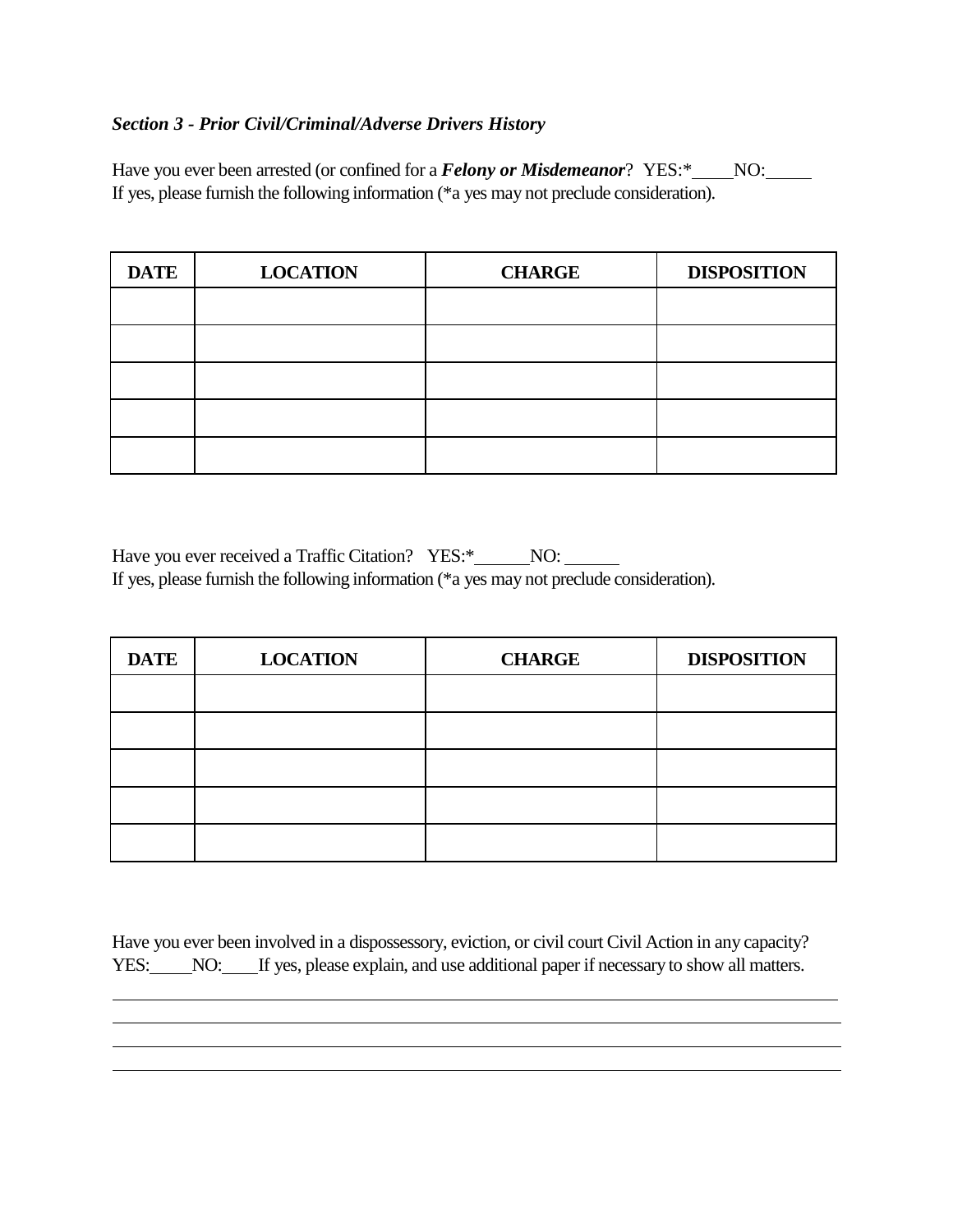### *Section 3 - Prior Civil/Criminal/Adverse Drivers History*

Have you ever been arrested (or confined for a ***Felony or Misdemeanor***? YES:*_____ NO:_____
If yes, please furnish the following information (*a yes may not preclude consideration).

| DATE | LOCATION | CHARGE | DISPOSITION |
|---|---|---|---|
| | | | |
| | | | |
| | | | |
| | | | |
| | | | |

Have you ever received a Traffic Citation? YES:*______ NO: ______
If yes, please furnish the following information (*a yes may not preclude consideration).

| DATE | LOCATION | CHARGE | DISPOSITION |
|---|---|---|---|
| | | | |
| | | | |
| | | | |
| | | | |
| | | | |

Have you ever been involved in a dispossessory, eviction, or civil court Civil Action in any capacity?
YES:_____ NO:____ If yes, please explain, and use additional paper if necessary to show all matters.

_______________________________________________________________________________

_______________________________________________________________________________

_______________________________________________________________________________

_______________________________________________________________________________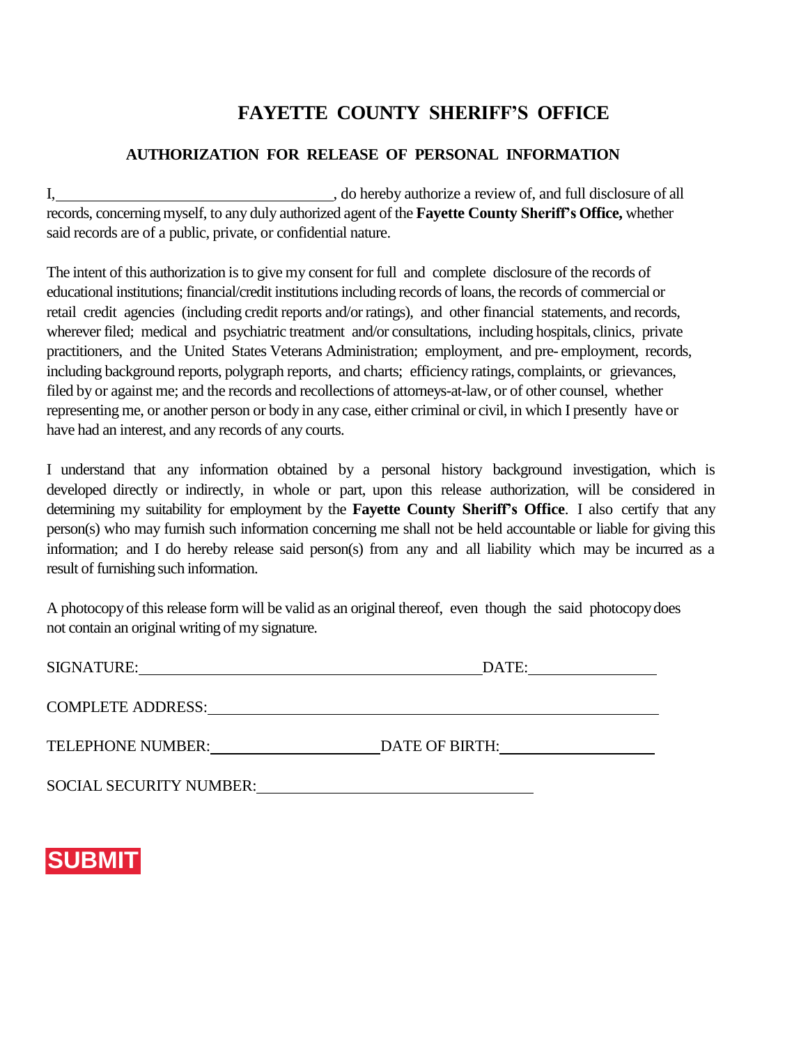# FAYETTE COUNTY SHERIFF'S OFFICE

## AUTHORIZATION FOR RELEASE OF PERSONAL INFORMATION

I, ____________________________________, do hereby authorize a review of, and full disclosure of all records, concerning myself, to any duly authorized agent of the **Fayette County Sheriff's Office,** whether said records are of a public, private, or confidential nature.

The intent of this authorization is to give my consent for full and complete disclosure of the records of educational institutions; financial/credit institutions including records of loans, the records of commercial or retail credit agencies (including credit reports and/or ratings), and other financial statements, and records, wherever filed; medical and psychiatric treatment and/or consultations, including hospitals, clinics, private practitioners, and the United States Veterans Administration; employment, and pre- employment, records, including background reports, polygraph reports, and charts; efficiency ratings, complaints, or grievances, filed by or against me; and the records and recollections of attorneys-at-law, or of other counsel, whether representing me, or another person or body in any case, either criminal or civil, in which I presently have or have had an interest, and any records of any courts.

I understand that any information obtained by a personal history background investigation, which is developed directly or indirectly, in whole or part, upon this release authorization, will be considered in determining my suitability for employment by the **Fayette County Sheriff's Office**. I also certify that any person(s) who may furnish such information concerning me shall not be held accountable or liable for giving this information; and I do hereby release said person(s) from any and all liability which may be incurred as a result of furnishing such information.

A photocopy of this release form will be valid as an original thereof, even though the said photocopy does not contain an original writing of my signature.

SIGNATURE:____________________________________________ DATE:________________

COMPLETE ADDRESS:______________________________________________________

TELEPHONE NUMBER:______________________ DATE OF BIRTH:____________________

SOCIAL SECURITY NUMBER:__________________________________

SUBMIT